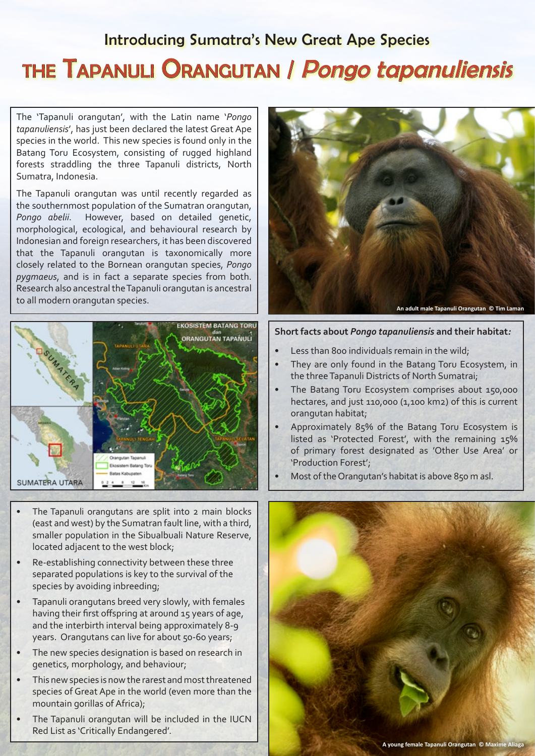## Introducing Sumatra's New Great Ape Species

# THE TAPANULI ORANGUTAN / *Pongo tapanuliensis*

The 'Tapanuli orangutan', with the Latin name '*Pongo tapanuliensis*', has just been declared the latest Great Ape species in the world. This new species is found only in the Batang Toru Ecosystem, consisting of rugged highland forests straddling the three Tapanuli districts, North Sumatra, Indonesia.

The Tapanuli orangutan was until recently regarded as the southernmost population of the Sumatran orangutan, *Pongo abelii*. However, based on detailed genetic, morphological, ecological, and behavioural research by Indonesian and foreign researchers, it has been discovered that the Tapanuli orangutan is taxonomically more closely related to the Bornean orangutan species, *Pongo pygmaeus*, and is in fact a separate species from both. Research also ancestral the Tapanuli orangutan is ancestral to all modern orangutan species.

An adult male Tapanuli Orangutan © Tim Laman

**Short facts about *Pongo tapanuliensis* and their habitat:**

- Less than 800 individuals remain in the wild;
- They are only found in the Batang Toru Ecosystem, in the three Tapanuli Districts of North Sumatrai;
- The Batang Toru Ecosystem comprises about 150,000 hectares, and just 110,000 (1,100 km2) of this is current orangutan habitat;
- Approximately 85% of the Batang Toru Ecosystem is listed as 'Protected Forest', with the remaining 15% of primary forest designated as 'Other Use Area' or 'Production Forest';
- Most of the Orangutan's habitat is above 850 m asl.

- The Tapanuli orangutans are split into 2 main blocks (east and west) by the Sumatran fault line, with a third, smaller population in the Sibualbuali Nature Reserve, located adjacent to the west block;
- Re-establishing connectivity between these three separated populations is key to the survival of the species by avoiding inbreeding;
- Tapanuli orangutans breed very slowly, with females having their first offspring at around 15 years of age, and the interbirth interval being approximately 8-9 years. Orangutans can live for about 50-60 years;
- The new species designation is based on research in genetics, morphology, and behaviour;
- This new species is now the rarest and most threatened species of Great Ape in the world (even more than the mountain gorillas of Africa);
- The Tapanuli orangutan will be included in the IUCN Red List as 'Critically Endangered'.

A young female Tapanuli Orangutan © Maxime Aliaga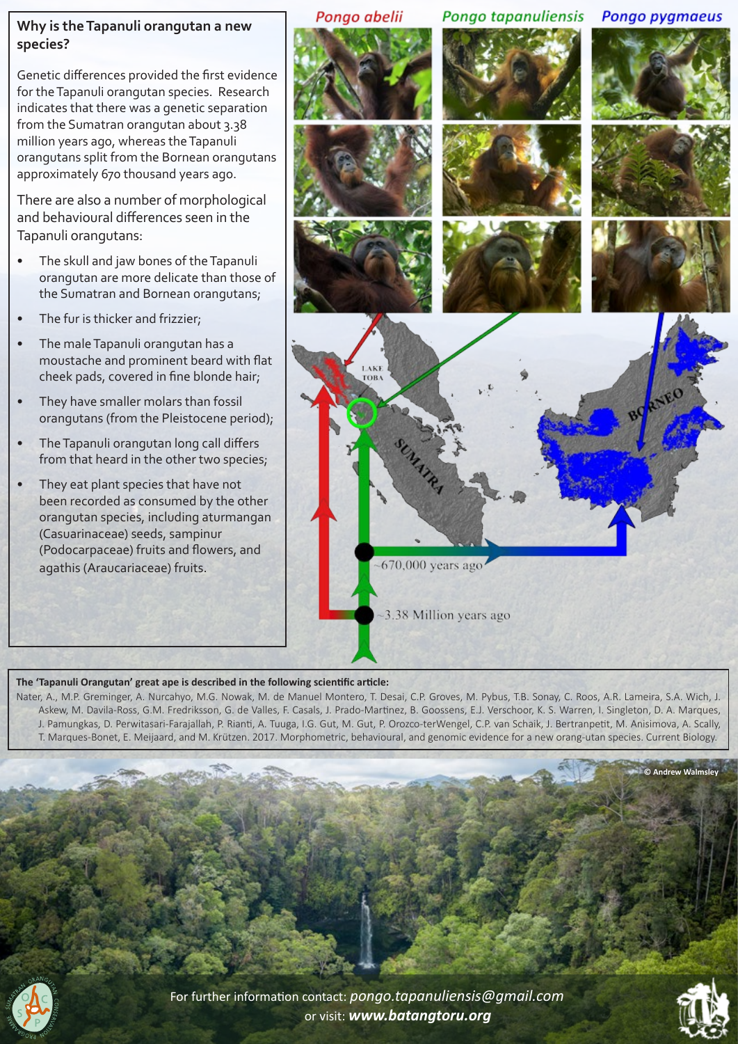## Why is the Tapanuli orangutan a new species?

Genetic differences provided the first evidence for the Tapanuli orangutan species. Research indicates that there was a genetic separation from the Sumatran orangutan about 3.38 million years ago, whereas the Tapanuli orangutans split from the Bornean orangutans approximately 670 thousand years ago.

There are also a number of morphological and behavioural differences seen in the Tapanuli orangutans:

- The skull and jaw bones of the Tapanuli orangutan are more delicate than those of the Sumatran and Bornean orangutans;
- The fur is thicker and frizzier;
- The male Tapanuli orangutan has a moustache and prominent beard with flat cheek pads, covered in fine blonde hair;
- They have smaller molars than fossil orangutans (from the Pleistocene period);
- The Tapanuli orangutan long call differs from that heard in the other two species;
- They eat plant species that have not been recorded as consumed by the other orangutan species, including aturmangan (Casuarinaceae) seeds, sampinur (Podocarpaceae) fruits and flowers, and agathis (Araucariaceae) fruits.

*Pongo abelii*

*Pongo tapanuliensis*

*Pongo pygmaeus*

LAKE TOBA

SUMATRA

BORNEO

~670,000 years ago

~3.38 Million years ago

**The 'Tapanuli Orangutan' great ape is described in the following scientific article:**

Nater, A., M.P. Greminger, A. Nurcahyo, M.G. Nowak, M. de Manuel Montero, T. Desai, C.P. Groves, M. Pybus, T.B. Sonay, C. Roos, A.R. Lameira, S.A. Wich, J. Askew, M. Davila-Ross, G.M. Fredriksson, G. de Valles, F. Casals, J. Prado-Martinez, B. Goossens, E.J. Verschoor, K. S. Warren, I. Singleton, D. A. Marques, J. Pamungkas, D. Perwitasari-Farajallah, P. Rianti, A. Tuuga, I.G. Gut, M. Gut, P. Orozco-terWengel, C.P. van Schaik, J. Bertranpetit, M. Anisimova, A. Scally, T. Marques-Bonet, E. Meijaard, and M. Krützen. 2017. Morphometric, behavioural, and genomic evidence for a new orang-utan species. Current Biology.

© Andrew Walmsley

For further information contact: *pongo.tapanuliensis@gmail.com*
or visit: ***www.batangtoru.org***